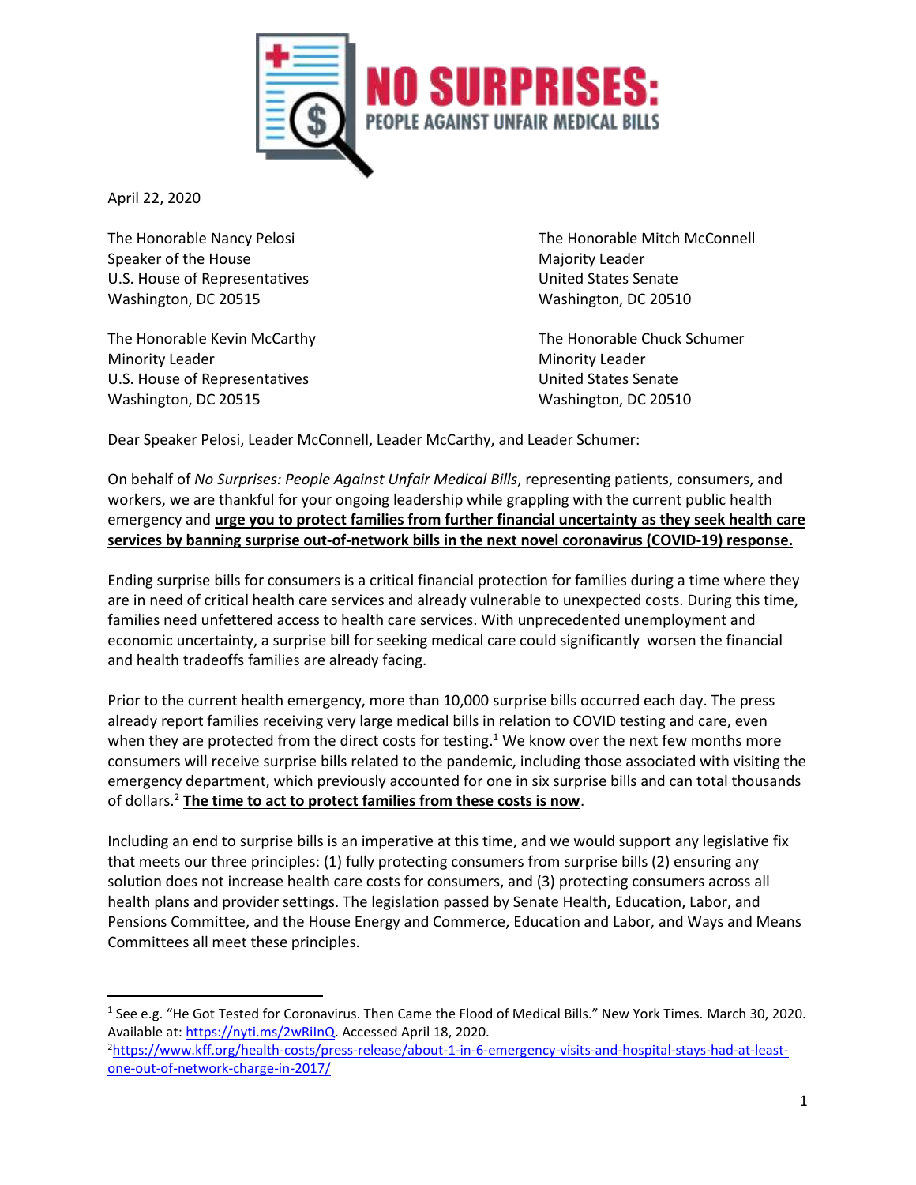# NO SURPRISES: PEOPLE AGAINST UNFAIR MEDICAL BILLS

April 22, 2020

The Honorable Nancy Pelosi
Speaker of the House
U.S. House of Representatives
Washington, DC 20515

The Honorable Mitch McConnell
Majority Leader
United States Senate
Washington, DC 20510

The Honorable Kevin McCarthy
Minority Leader
U.S. House of Representatives
Washington, DC 20515

The Honorable Chuck Schumer
Minority Leader
United States Senate
Washington, DC 20510

Dear Speaker Pelosi, Leader McConnell, Leader McCarthy, and Leader Schumer:

On behalf of *No Surprises: People Against Unfair Medical Bills*, representing patients, consumers, and workers, we are thankful for your ongoing leadership while grappling with the current public health emergency and **urge you to protect families from further financial uncertainty as they seek health care services by banning surprise out-of-network bills in the next novel coronavirus (COVID-19) response.**

Ending surprise bills for consumers is a critical financial protection for families during a time where they are in need of critical health care services and already vulnerable to unexpected costs. During this time, families need unfettered access to health care services. With unprecedented unemployment and economic uncertainty, a surprise bill for seeking medical care could significantly worsen the financial and health tradeoffs families are already facing.

Prior to the current health emergency, more than 10,000 surprise bills occurred each day. The press already report families receiving very large medical bills in relation to COVID testing and care, even when they are protected from the direct costs for testing.[1] We know over the next few months more consumers will receive surprise bills related to the pandemic, including those associated with visiting the emergency department, which previously accounted for one in six surprise bills and can total thousands of dollars.[2] **The time to act to protect families from these costs is now**.

Including an end to surprise bills is an imperative at this time, and we would support any legislative fix that meets our three principles: (1) fully protecting consumers from surprise bills (2) ensuring any solution does not increase health care costs for consumers, and (3) protecting consumers across all health plans and provider settings. The legislation passed by Senate Health, Education, Labor, and Pensions Committee, and the House Energy and Commerce, Education and Labor, and Ways and Means Committees all meet these principles.

---

[1] See e.g. "He Got Tested for Coronavirus. Then Came the Flood of Medical Bills." New York Times. March 30, 2020. Available at: https://nyti.ms/2wRiInQ. Accessed April 18, 2020.

[2] https://www.kff.org/health-costs/press-release/about-1-in-6-emergency-visits-and-hospital-stays-had-at-least-one-out-of-network-charge-in-2017/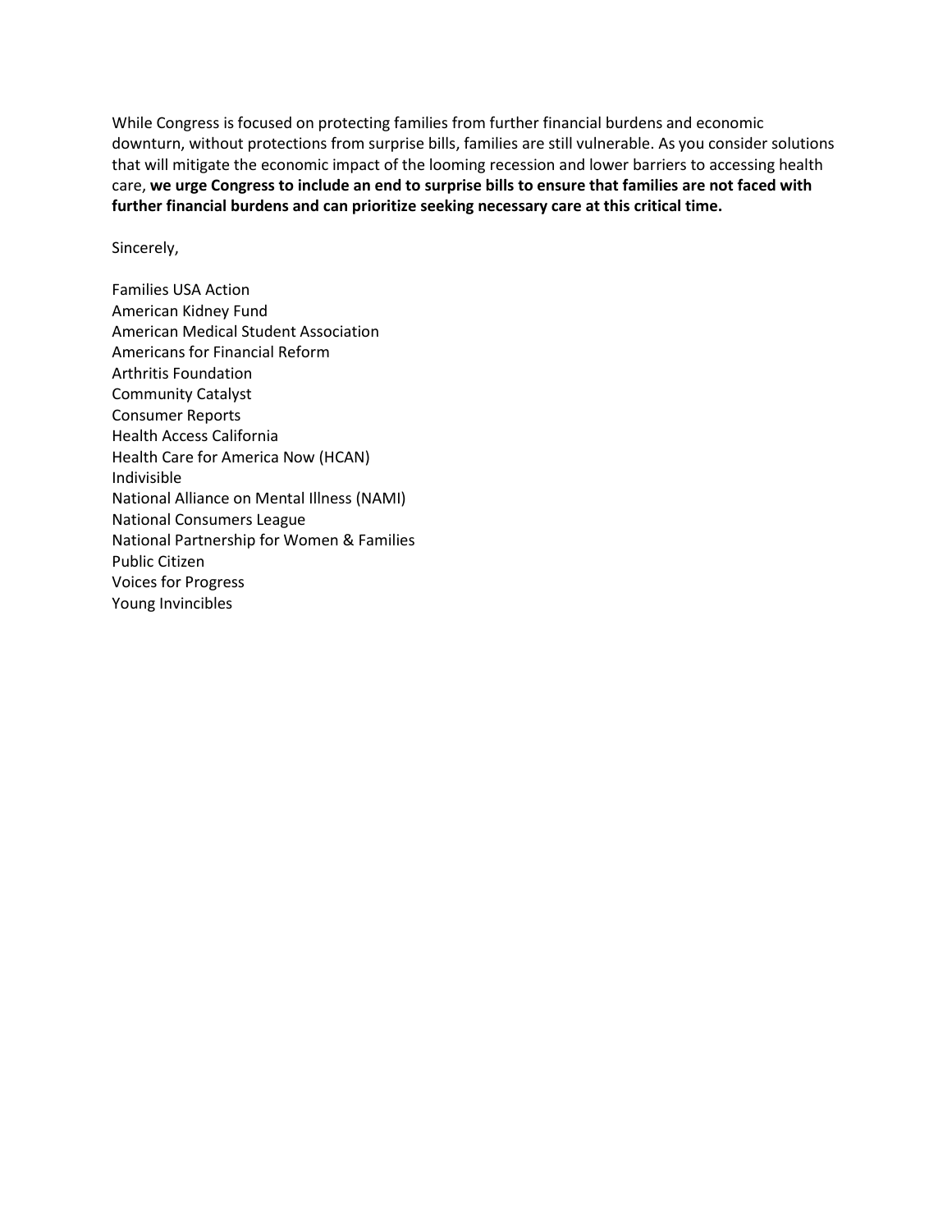While Congress is focused on protecting families from further financial burdens and economic downturn, without protections from surprise bills, families are still vulnerable. As you consider solutions that will mitigate the economic impact of the looming recession and lower barriers to accessing health care, **we urge Congress to include an end to surprise bills to ensure that families are not faced with further financial burdens and can prioritize seeking necessary care at this critical time.**

Sincerely,

Families USA Action
American Kidney Fund
American Medical Student Association
Americans for Financial Reform
Arthritis Foundation
Community Catalyst
Consumer Reports
Health Access California
Health Care for America Now (HCAN)
Indivisible
National Alliance on Mental Illness (NAMI)
National Consumers League
National Partnership for Women & Families
Public Citizen
Voices for Progress
Young Invincibles